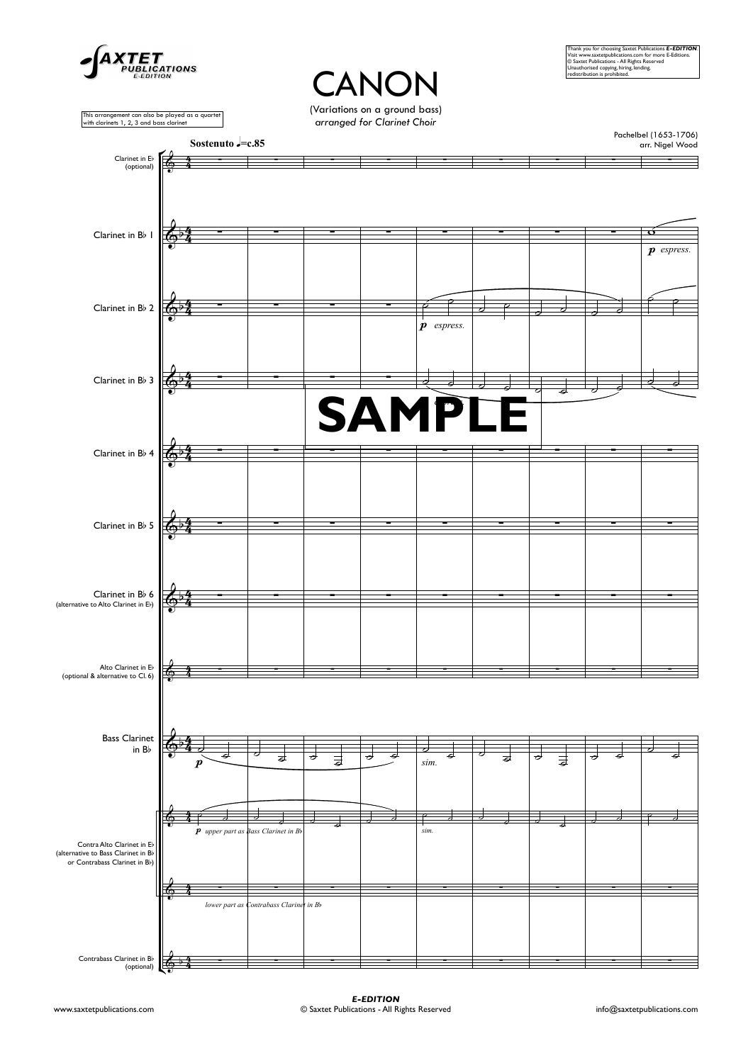# CANON

(Variations on a ground bass)

*arranged for Clarinet Choir*

Pachelbel (1653-1706)
arr. Nigel Wood

This arrangement can also be played as a quartet with clarinets 1, 2, 3 and bass clarinet

Thank you for choosing Saxtet Publications ***E-EDITION***. Visit www.saxtetpublications.com for more E-Editions. © Saxtet Publications - All Rights Reserved. Unauthorised copying, hiring, lending, redistribution is prohibited.

**Sostenuto** ♩=c.85

- Clarinet in E♭ (optional)
- Clarinet in B♭ 1
- Clarinet in B♭ 2
- Clarinet in B♭ 3
- Clarinet in B♭ 4
- Clarinet in B♭ 5
- Clarinet in B♭ 6 (alternative to Alto Clarinet in E♭)
- Alto Clarinet in E♭ (optional & alternative to Cl. 6)
- Bass Clarinet in B♭
- Contra Alto Clarinet in E♭ (alternative to Bass Clarinet in B♭ or Contrabass Clarinet in B♭)
- Contrabass Clarinet in B♭ (optional)

*p espress.*

*p upper part as Bass Clarinet in B♭*

*lower part as Contrabass Clarinet in B♭*

*sim.*

SAMPLE

***E-EDITION***
© Saxtet Publications - All Rights Reserved

www.saxtetpublications.com

info@saxtetpublications.com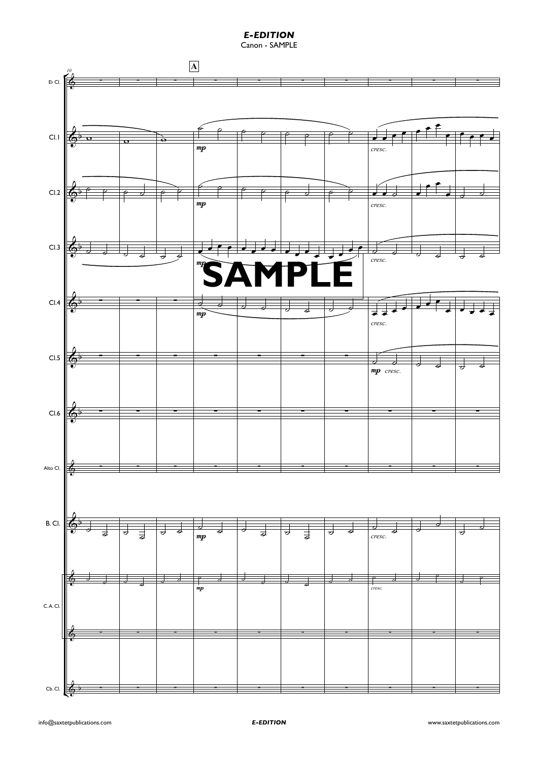***E-EDITION***

Canon - SAMPLE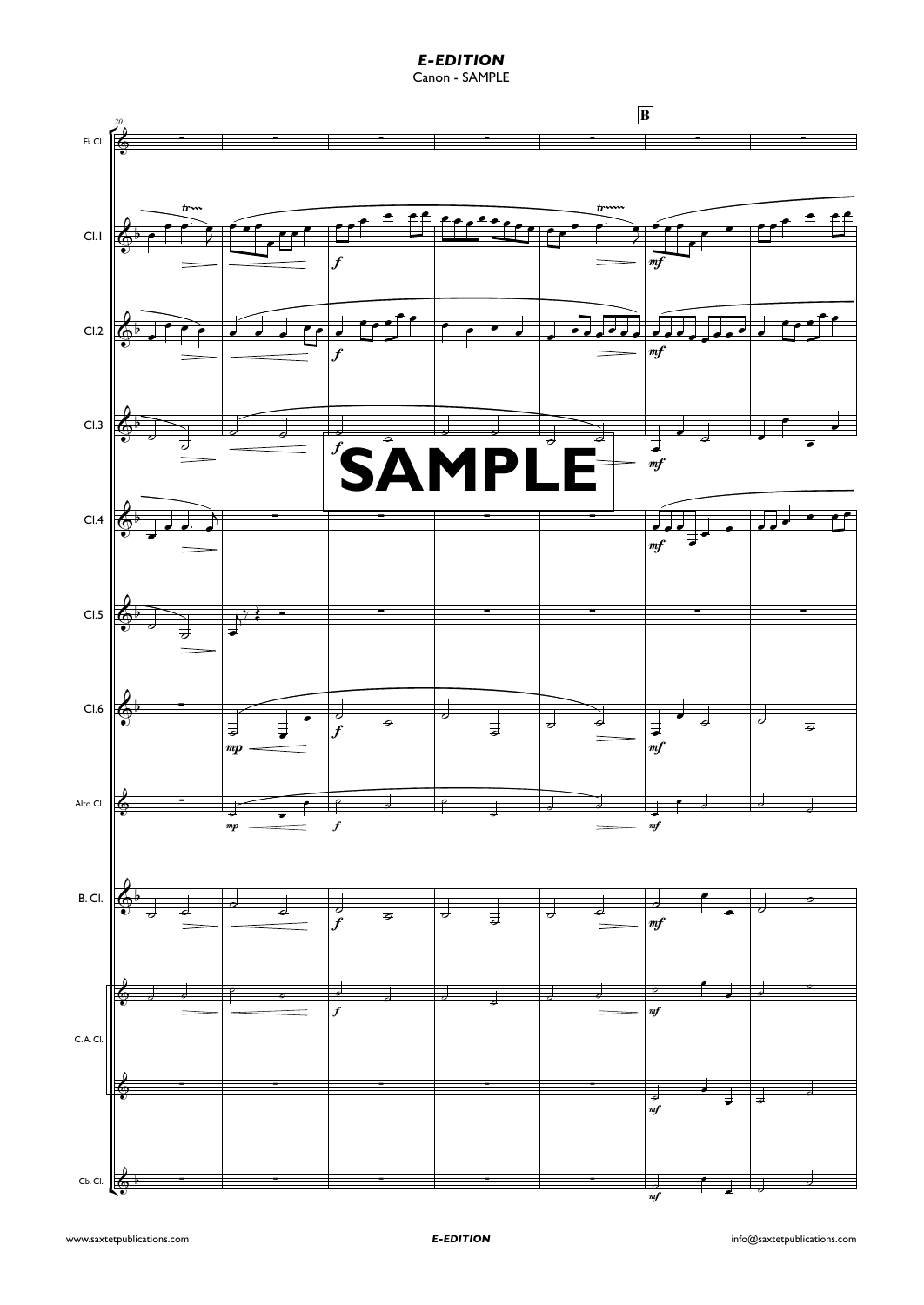***E-EDITION***

Canon - SAMPLE

SAMPLE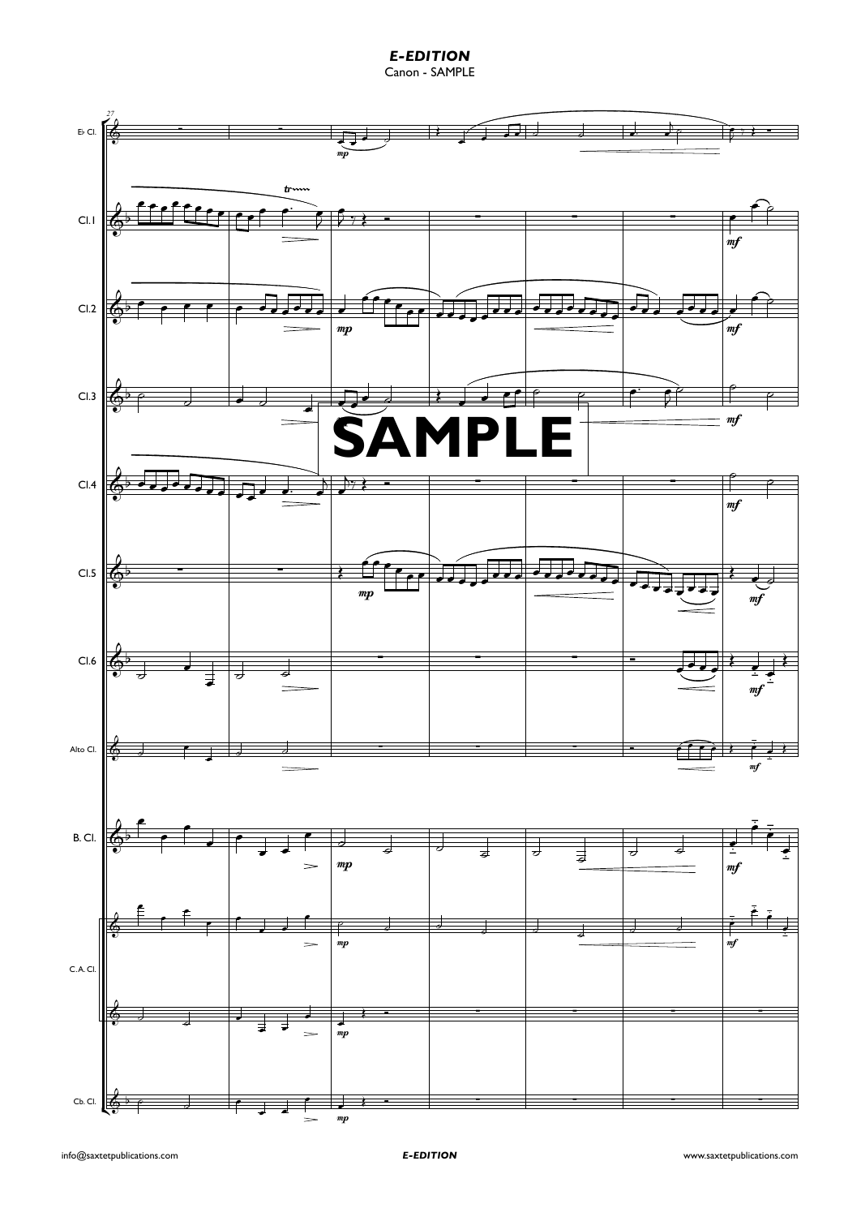***E-EDITION***

Canon - SAMPLE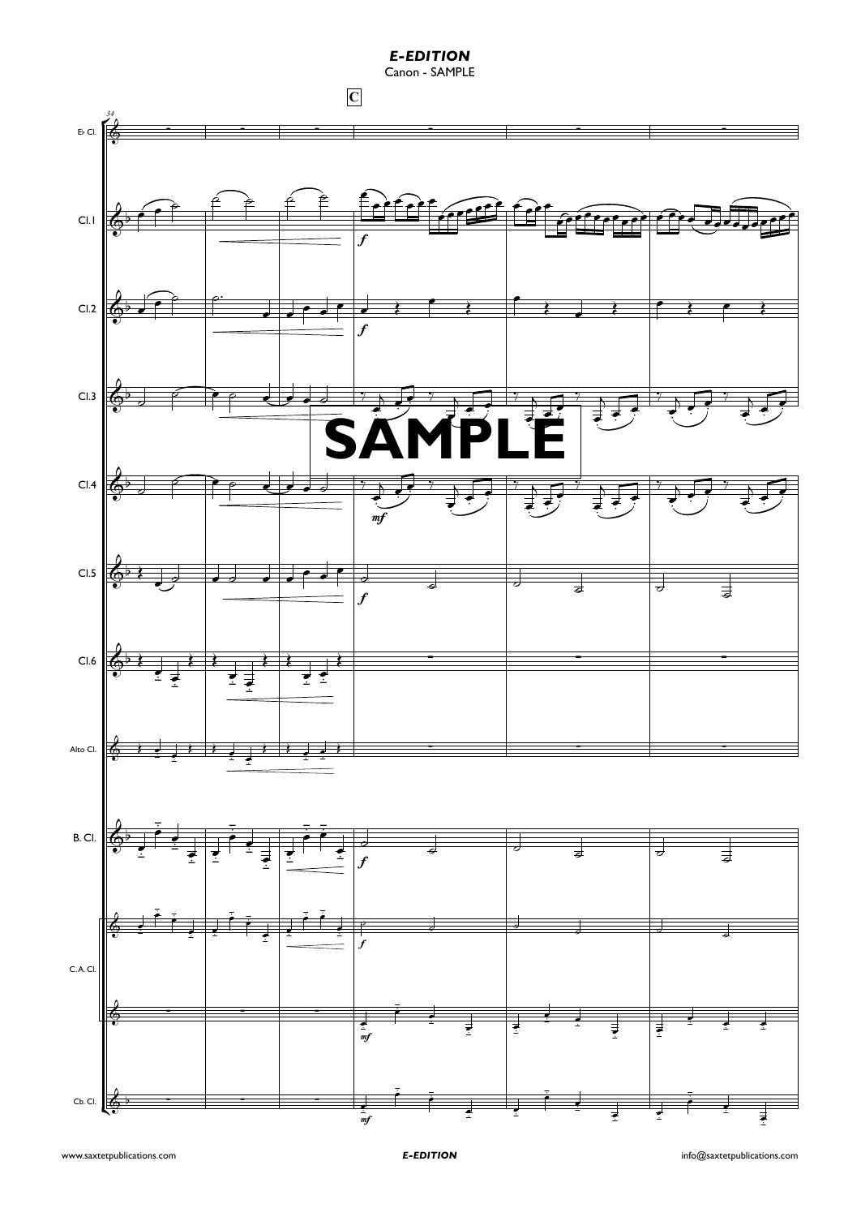# *E-EDITION*

Canon - SAMPLE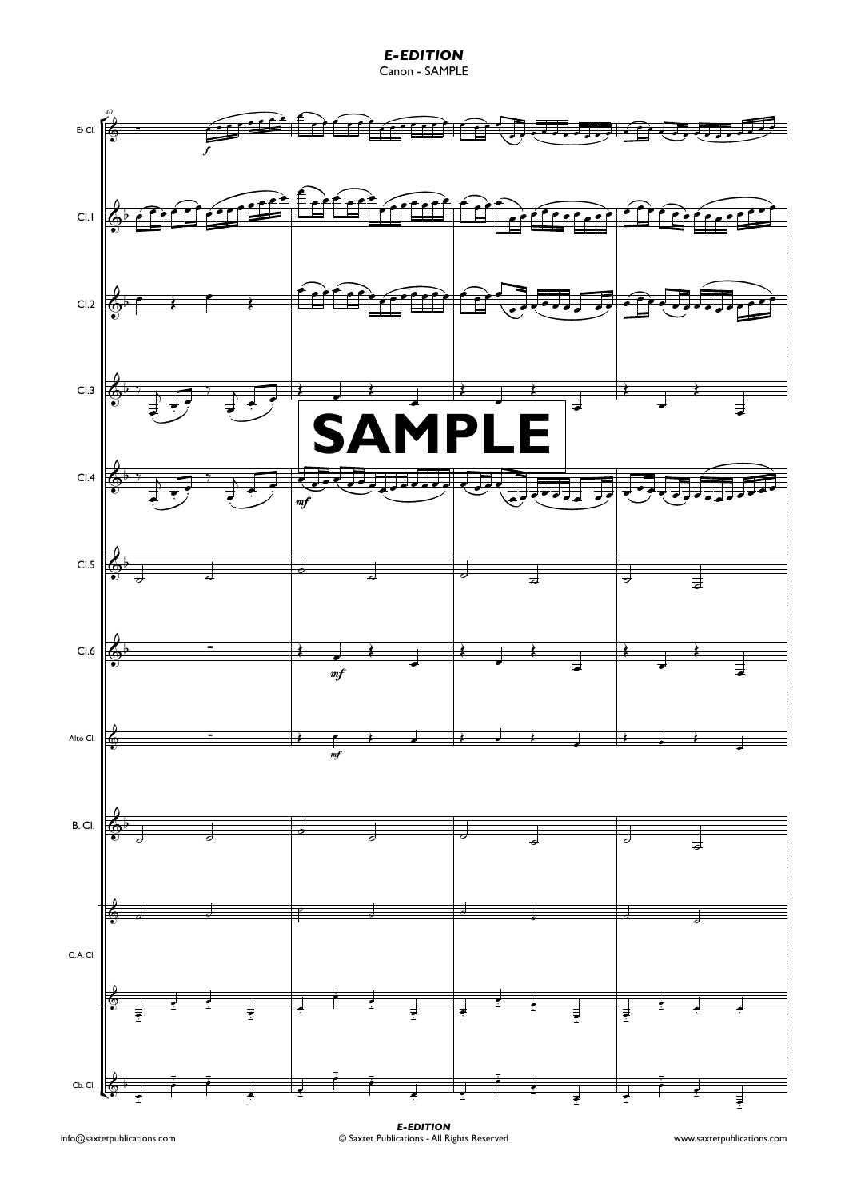*E-EDITION*
Canon - SAMPLE

SAMPLE

info@saxtetpublications.com

*E-EDITION*
© Saxtet Publications - All Rights Reserved

www.saxtetpublications.com